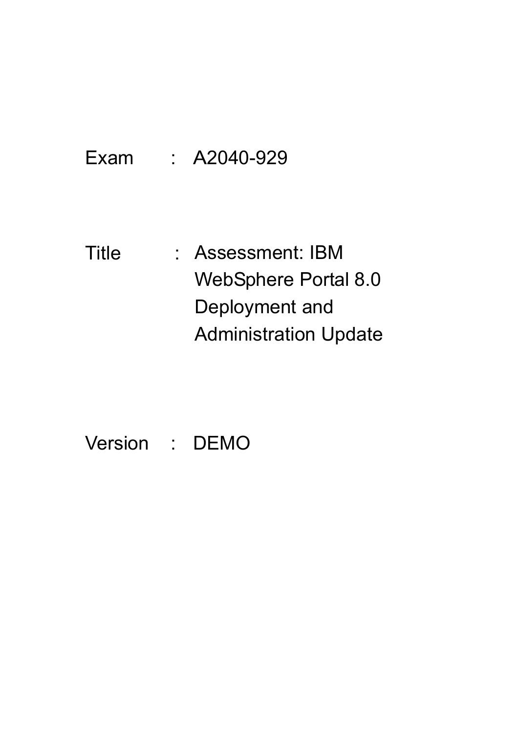Exam : A2040-929

Title : Assessment: IBM WebSphere Portal 8.0 Deployment and Administration Update

Version : DEMO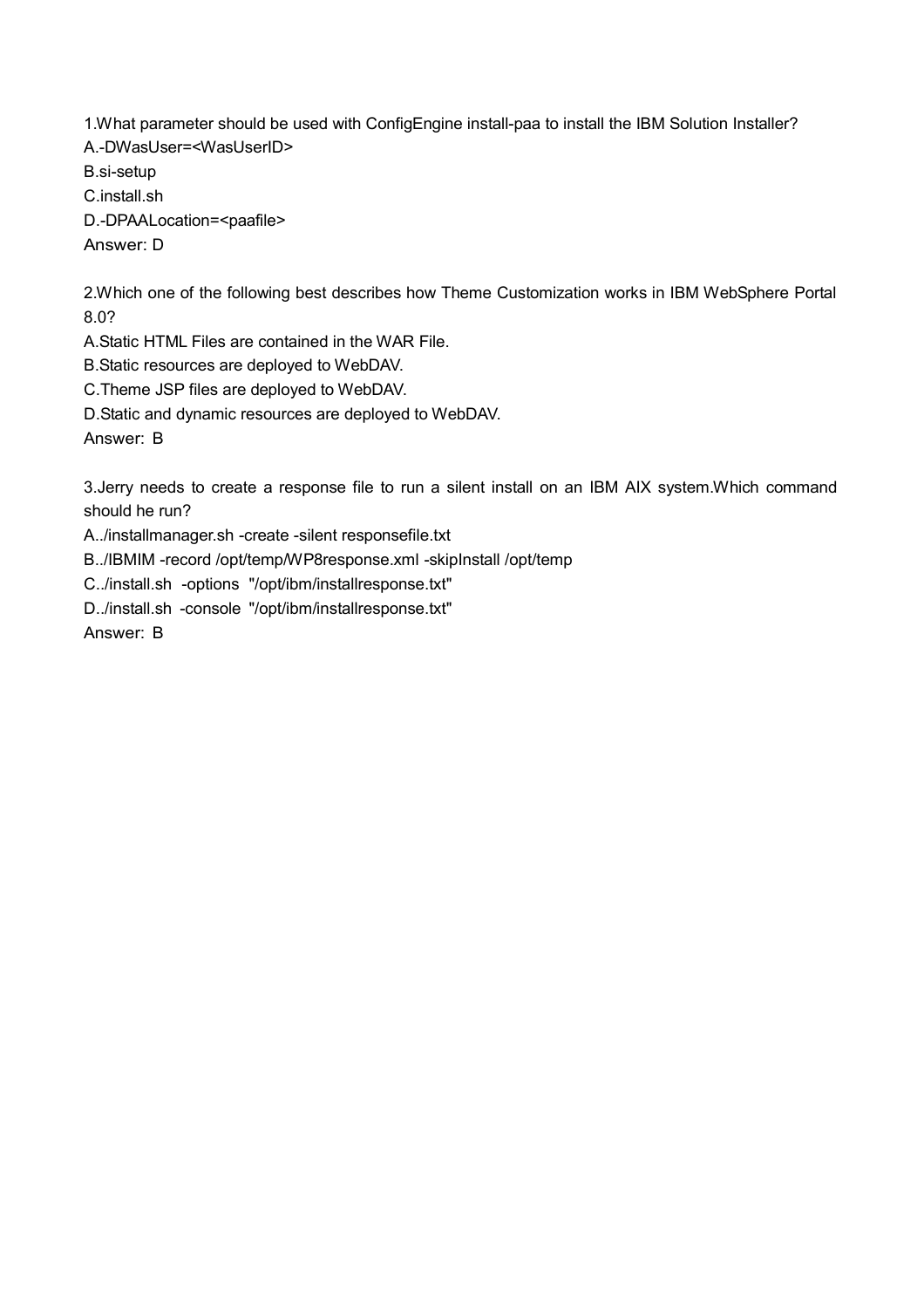1.What parameter should be used with ConfigEngine install-paa to install the IBM Solution Installer?

A.-DWasUser=<WasUserID>

B.si-setup

C.install.sh

D.-DPAALocation=<paafile>

Answer: D

2.Which one of the following best describes how Theme Customization works in IBM WebSphere Portal 8.0?

A.Static HTML Files are contained in the WAR File.

B.Static resources are deployed to WebDAV.

C.Theme JSP files are deployed to WebDAV.

D.Static and dynamic resources are deployed to WebDAV.

Answer: B

3.Jerry needs to create a response file to run a silent install on an IBM AIX system.Which command should he run?

A../installmanager.sh -create -silent responsefile.txt

B../IBMIM -record /opt/temp/WP8response.xml -skipInstall /opt/temp

C../install.sh -options "/opt/ibm/installresponse.txt"

D../install.sh -console "/opt/ibm/installresponse.txt"

Answer: B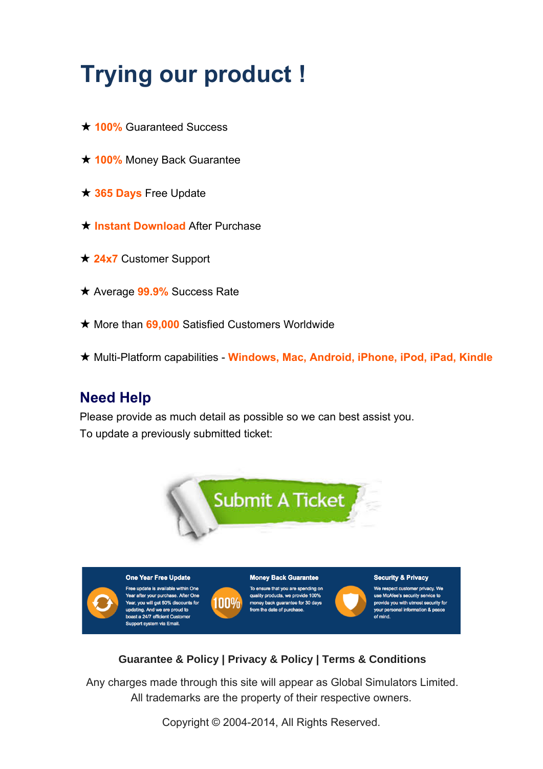# Trying our product !

- ★ **100%** Guaranteed Success
- ★ **100%** Money Back Guarantee
- ★ **365 Days** Free Update
- ★ **Instant Download** After Purchase
- ★ **24x7** Customer Support
- ★ Average **99.9%** Success Rate
- ★ More than **69,000** Satisfied Customers Worldwide
- ★ Multi-Platform capabilities - **Windows, Mac, Android, iPhone, iPod, iPad, Kindle**

## Need Help

Please provide as much detail as possible so we can best assist you.
To update a previously submitted ticket:

Submit A Ticket

**One Year Free Update**
Free update is available within One Year after your purchase. After One Year, you will get 50% discounts for updating. And we are proud to boast a 24/7 efficient Customer Support system via Email.

**Money Back Guarantee**
To ensure that you are spending on quality products, we provide 100% money back guarantee for 30 days from the date of purchase.

**Security & Privacy**
We respect customer privacy. We use McAfee's security service to provide you with utmost security for your personal information & peace of mind.

**Guarantee & Policy | Privacy & Policy | Terms & Conditions**

Any charges made through this site will appear as Global Simulators Limited.
All trademarks are the property of their respective owners.

Copyright © 2004-2014, All Rights Reserved.